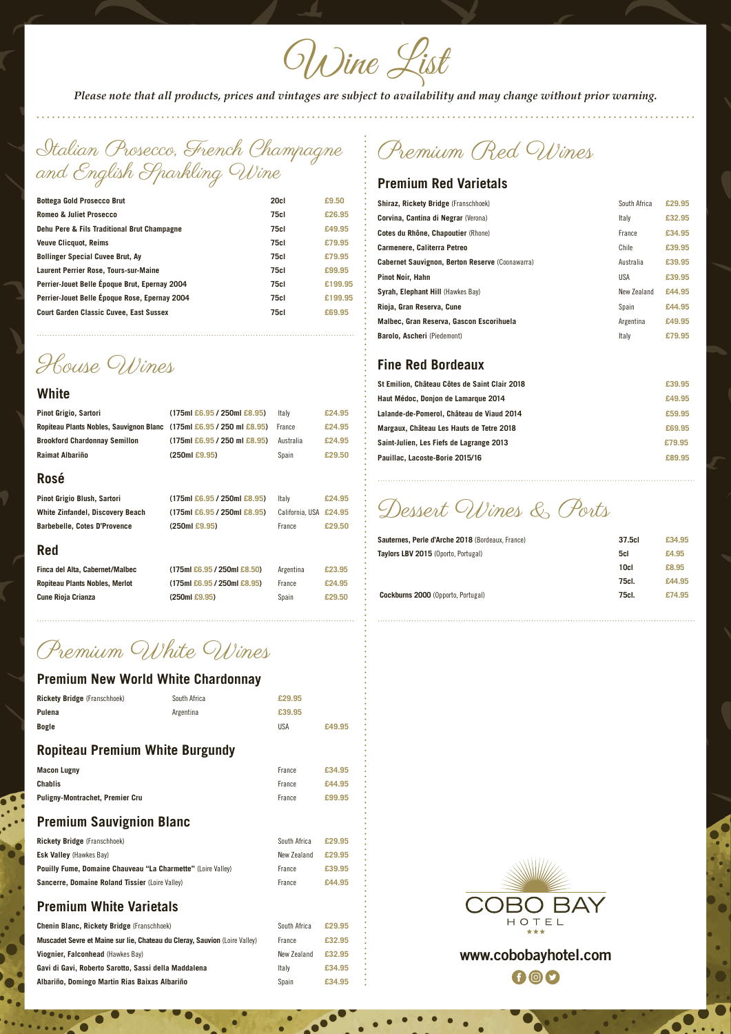# Wine List

*Please note that all products, prices and vintages are subject to availability and may change without prior warning.*

## Italian Prosecco, French Champagne and English Sparkling Wine

| Wine | Size | Price |
|---|---|---|
| **Bottega Gold Prosecco Brut** | 20cl | £9.50 |
| **Romeo & Juliet Prosecco** | 75cl | £26.95 |
| **Dehu Pere & Fils Traditional Brut Champagne** | 75cl | £49.95 |
| **Veuve Clicquot, Reims** | 75cl | £79.95 |
| **Bollinger Special Cuvee Brut, Ay** | 75cl | £79.95 |
| **Laurent Perrier Rose, Tours-sur-Maine** | 75cl | £99.95 |
| **Perrier-Jouet Belle Époque Brut, Epernay 2004** | 75cl | £199.95 |
| **Perrier-Jouet Belle Époque Rose, Epernay 2004** | 75cl | £199.95 |
| **Court Garden Classic Cuvee, East Sussex** | 75cl | £69.95 |

## House Wines

### White

| Wine | Glass | Country | Price |
|---|---|---|---|
| **Pinot Grigio, Sartori** | (175ml £6.95 / 250ml £8.95) | Italy | £24.95 |
| **Ropiteau Plants Nobles, Sauvignon Blanc** | (175ml £6.95 / 250 ml £8.95) | France | £24.95 |
| **Brookford Chardonnay Semillon** | (175ml £6.95 / 250 ml £8.95) | Australia | £24.95 |
| **Raimat Albariño** | (250ml £9.95) | Spain | £29.50 |

### Rosé

| Wine | Glass | Country | Price |
|---|---|---|---|
| **Pinot Grigio Blush, Sartori** | (175ml £6.95 / 250ml £8.95) | Italy | £24.95 |
| **White Zinfandel, Discovery Beach** | (175ml £6.95 / 250ml £8.95) | California, USA | £24.95 |
| **Barbebelle, Cotes D'Provence** | (250ml £9.95) | France | £29.50 |

### Red

| Wine | Glass | Country | Price |
|---|---|---|---|
| **Finca del Alta, Cabernet/Malbec** | (175ml £6.95 / 250ml £8.50) | Argentina | £23.95 |
| **Ropiteau Plants Nobles, Merlot** | (175ml £6.95 / 250ml £8.95) | France | £24.95 |
| **Cune Rioja Crianza** | (250ml £9.95) | Spain | £29.50 |

## Premium White Wines

### Premium New World White Chardonnay

| Wine | Country | Price |
|---|---|---|
| **Rickety Bridge** (Franschhoek) | South Africa | £29.95 |
| **Pulena** | Argentina | £39.95 |
| **Bogle** | USA | £49.95 |

### Ropiteau Premium White Burgundy

| Wine | Country | Price |
|---|---|---|
| **Macon Lugny** | France | £34.95 |
| **Chablis** | France | £44.95 |
| **Puligny-Montrachet, Premier Cru** | France | £99.95 |

### Premium Sauvignon Blanc

| Wine | Country | Price |
|---|---|---|
| **Rickety Bridge** (Franschhoek) | South Africa | £29.95 |
| **Esk Valley** (Hawkes Bay) | New Zealand | £29.95 |
| **Pouilly Fume, Domaine Chauveau "La Charmette"** (Loire Valley) | France | £39.95 |
| **Sancerre, Domaine Roland Tissier** (Loire Valley) | France | £44.95 |

### Premium White Varietals

| Wine | Country | Price |
|---|---|---|
| **Chenin Blanc, Rickety Bridge** (Franschhoek) | South Africa | £29.95 |
| **Muscadet Sevre et Maine sur lie, Chateau du Cleray, Sauvion** (Loire Valley) | France | £32.95 |
| **Viognier, Falconhead** (Hawkes Bay) | New Zealand | £32.95 |
| **Gavi di Gavi, Roberto Sarotto, Sassi della Maddalena** | Italy | £34.95 |
| **Albariño, Domingo Martin Rias Baixas Albariño** | Spain | £34.95 |

## Premium Red Wines

### Premium Red Varietals

| Wine | Country | Price |
|---|---|---|
| **Shiraz, Rickety Bridge** (Franschhoek) | South Africa | £29.95 |
| **Corvina, Cantina di Negrar** (Verona) | Italy | £32.95 |
| **Cotes du Rhône, Chapoutier** (Rhone) | France | £34.95 |
| **Carmenere, Caliterra Petreo** | Chile | £39.95 |
| **Cabernet Sauvignon, Berton Reserve** (Coonawarra) | Australia | £39.95 |
| **Pinot Noir, Hahn** | USA | £39.95 |
| **Syrah, Elephant Hill** (Hawkes Bay) | New Zealand | £44.95 |
| **Rioja, Gran Reserva, Cune** | Spain | £44.95 |
| **Malbec, Gran Reserva, Gascon Escorihuela** | Argentina | £49.95 |
| **Barolo, Ascheri** (Piedemont) | Italy | £79.95 |

### Fine Red Bordeaux

| Wine | Price |
|---|---|
| **St Emilion, Château Côtes de Saint Clair 2018** | £39.95 |
| **Haut Médoc, Donjon de Lamarque 2014** | £49.95 |
| **Lalande-de-Pomerol, Château de Viaud 2014** | £59.95 |
| **Margaux, Château Les Hauts de Tetre 2018** | £69.95 |
| **Saint-Julien, Les Fiefs de Lagrange 2013** | £79.95 |
| **Pauillac, Lacoste-Borie 2015/16** | £89.95 |

## Dessert Wines & Ports

| Wine | Size | Price |
|---|---|---|
| **Sauternes, Perle d'Arche 2018** (Bordeaux, France) | 37.5cl | £34.95 |
| **Taylors LBV 2015** (Oporto, Portugal) | 5cl | £4.95 |
| | 10cl | £8.95 |
| | 75cl. | £44.95 |
| **Cockburns 2000** (Opporto, Portugal) | 75cl. | £74.95 |

COBO BAY HOTEL ★★★

www.cobobayhotel.com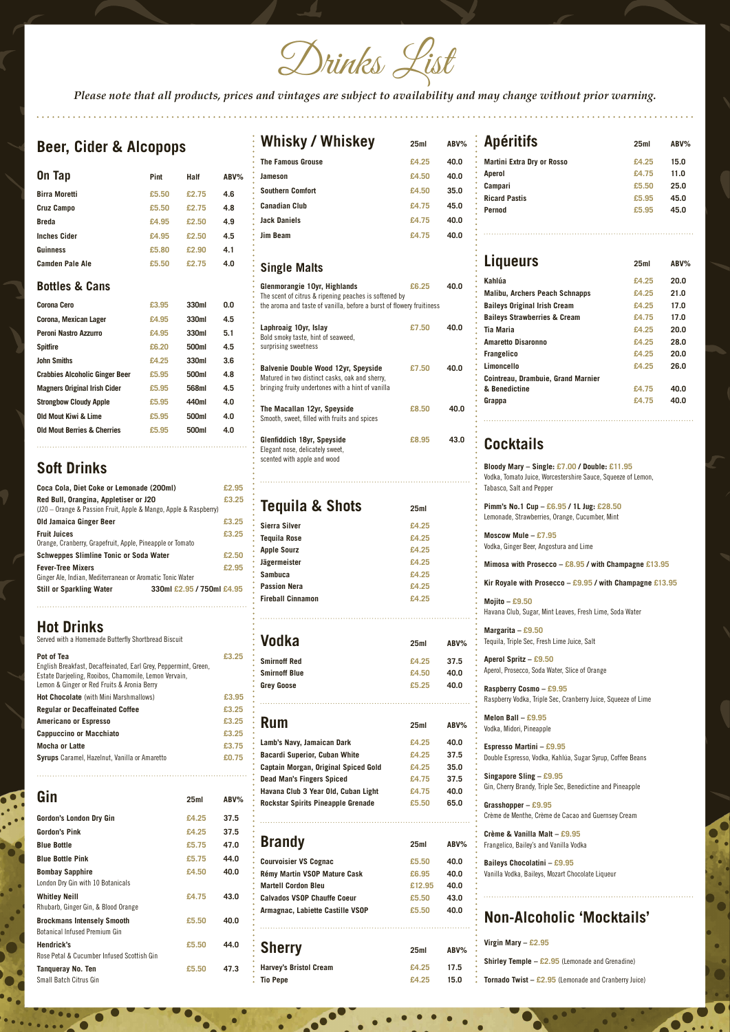# Drinks List

*Please note that all products, prices and vintages are subject to availability and may change without prior warning.*

## Beer, Cider & Alcopops

### On Tap

| On Tap | Pint | Half | ABV% |
|---|---|---|---|
| Birra Moretti | £5.50 | £2.75 | 4.6 |
| Cruz Campo | £5.50 | £2.75 | 4.8 |
| Breda | £4.95 | £2.50 | 4.9 |
| Inches Cider | £4.95 | £2.50 | 4.5 |
| Guinness | £5.80 | £2.90 | 4.1 |
| Camden Pale Ale | £5.50 | £2.75 | 4.0 |

### Bottles & Cans

| | | | |
|---|---|---|---|
| Corona Cero | £3.95 | 330ml | 0.0 |
| Corona, Mexican Lager | £4.95 | 330ml | 4.5 |
| Peroni Nastro Azzurro | £4.95 | 330ml | 5.1 |
| Spitfire | £6.20 | 500ml | 4.5 |
| John Smiths | £4.25 | 330ml | 3.6 |
| Crabbies Alcoholic Ginger Beer | £5.95 | 500ml | 4.8 |
| Magners Original Irish Cider | £5.95 | 568ml | 4.5 |
| Strongbow Cloudy Apple | £5.95 | 440ml | 4.0 |
| Old Mout Kiwi & Lime | £5.95 | 500ml | 4.0 |
| Old Mout Berries & Cherries | £5.95 | 500ml | 4.0 |

## Soft Drinks

| | |
|---|---|
| Coca Cola, Diet Coke or Lemonade (200ml) | £2.95 |
| Red Bull, Orangina, Appletiser or J20<br>(J20 – Orange & Passion Fruit, Apple & Mango, Apple & Raspberry) | £3.25 |
| Old Jamaica Ginger Beer | £3.25 |
| Fruit Juices<br>Orange, Cranberry, Grapefruit, Apple, Pineapple or Tomato | £3.25 |
| Schweppes Slimline Tonic or Soda Water | £2.50 |
| Fever-Tree Mixers<br>Ginger Ale, Indian, Mediterranean or Aromatic Tonic Water | £2.95 |
| Still or Sparkling Water | 330ml £2.95 / 750ml £4.95 |

## Hot Drinks

Served with a Homemade Butterfly Shortbread Biscuit

| | |
|---|---|
| Pot of Tea<br>English Breakfast, Decaffeinated, Earl Grey, Peppermint, Green, Estate Darjeeling, Rooibos, Chamomile, Lemon Vervain, Lemon & Ginger or Red Fruits & Aronia Berry | £3.25 |
| Hot Chocolate (with Mini Marshmallows) | £3.95 |
| Regular or Decaffeinated Coffee | £3.25 |
| Americano or Espresso | £3.25 |
| Cappuccino or Macchiato | £3.25 |
| Mocha or Latte | £3.75 |
| Syrups Caramel, Hazelnut, Vanilla or Amaretto | £0.75 |

## Gin

| Gin | 25ml | ABV% |
|---|---|---|
| Gordon's London Dry Gin | £4.25 | 37.5 |
| Gordon's Pink | £4.25 | 37.5 |
| Blue Bottle | £5.75 | 47.0 |
| Blue Bottle Pink | £5.75 | 44.0 |
| Bombay Sapphire<br>London Dry Gin with 10 Botanicals | £4.50 | 40.0 |
| Whitley Neill<br>Rhubarb, Ginger Gin, & Blood Orange | £4.75 | 43.0 |
| Brockmans Intensely Smooth<br>Botanical Infused Premium Gin | £5.50 | 40.0 |
| Hendrick's<br>Rose Petal & Cucumber Infused Scottish Gin | £5.50 | 44.0 |
| Tanqueray No. Ten<br>Small Batch Citrus Gin | £5.50 | 47.3 |

## Whisky / Whiskey

| Whisky / Whiskey | 25ml | ABV% |
|---|---|---|
| The Famous Grouse | £4.25 | 40.0 |
| Jameson | £4.50 | 40.0 |
| Southern Comfort | £4.50 | 35.0 |
| Canadian Club | £4.75 | 45.0 |
| Jack Daniels | £4.75 | 40.0 |
| Jim Beam | £4.75 | 40.0 |

## Single Malts

| | | |
|---|---|---|
| Glenmorangie 10yr, Highlands<br>The scent of citrus & ripening peaches is softened by the aroma and taste of vanilla, before a burst of flowery fruitiness | £6.25 | 40.0 |
| Laphroaig 10yr, Islay<br>Bold smoky taste, hint of seaweed, surprising sweetness | £7.50 | 40.0 |
| Balvenie Double Wood 12yr, Speyside<br>Matured in two distinct casks, oak and sherry, bringing fruity undertones with a hint of vanilla | £7.50 | 40.0 |
| The Macallan 12yr, Speyside<br>Smooth, sweet, filled with fruits and spices | £8.50 | 40.0 |
| Glenfiddich 18yr, Speyside<br>Elegant nose, delicately sweet, scented with apple and wood | £8.95 | 43.0 |

## Tequila & Shots

| Tequila & Shots | 25ml |
|---|---|
| Sierra Silver | £4.25 |
| Tequila Rose | £4.25 |
| Apple Sourz | £4.25 |
| Jägermeister | £4.25 |
| Sambuca | £4.25 |
| Passion Nera | £4.25 |
| Fireball Cinnamon | £4.25 |

## Vodka

| Vodka | 25ml | ABV% |
|---|---|---|
| Smirnoff Red | £4.25 | 37.5 |
| Smirnoff Blue | £4.50 | 40.0 |
| Grey Goose | £5.25 | 40.0 |

## Rum

| Rum | 25ml | ABV% |
|---|---|---|
| Lamb's Navy, Jamaican Dark | £4.25 | 40.0 |
| Bacardi Superior, Cuban White | £4.25 | 37.5 |
| Captain Morgan, Original Spiced Gold | £4.25 | 35.0 |
| Dead Man's Fingers Spiced | £4.75 | 37.5 |
| Havana Club 3 Year Old, Cuban Light | £4.75 | 40.0 |
| Rockstar Spirits Pineapple Grenade | £5.50 | 65.0 |

## Brandy

| Brandy | 25ml | ABV% |
|---|---|---|
| Courvoisier VS Cognac | £5.50 | 40.0 |
| Rémy Martin VSOP Mature Cask | £6.95 | 40.0 |
| Martell Cordon Bleu | £12.95 | 40.0 |
| Calvados VSOP Chauffe Coeur | £5.50 | 43.0 |
| Armagnac, Labiette Castille VSOP | £5.50 | 40.0 |

## Sherry

| Sherry | 25ml | ABV% |
|---|---|---|
| Harvey's Bristol Cream | £4.25 | 17.5 |
| Tio Pepe | £4.25 | 15.0 |

## Apéritifs

| Apéritifs | 25ml | ABV% |
|---|---|---|
| Martini Extra Dry or Rosso | £4.25 | 15.0 |
| Aperol | £4.75 | 11.0 |
| Campari | £5.50 | 25.0 |
| Ricard Pastis | £5.95 | 45.0 |
| Pernod | £5.95 | 45.0 |

## Liqueurs

| Liqueurs | 25ml | ABV% |
|---|---|---|
| Kahlúa | £4.25 | 20.0 |
| Malibu, Archers Peach Schnapps | £4.25 | 21.0 |
| Baileys Original Irish Cream | £4.25 | 17.0 |
| Baileys Strawberries & Cream | £4.75 | 17.0 |
| Tia Maria | £4.25 | 20.0 |
| Amaretto Disaronno | £4.25 | 28.0 |
| Frangelico | £4.25 | 20.0 |
| Limoncello | £4.25 | 26.0 |
| Cointreau, Drambuie, Grand Marnier & Benedictine | £4.75 | 40.0 |
| Grappa | £4.75 | 40.0 |

## Cocktails

**Bloody Mary – Single: £7.00 / Double: £11.95**
Vodka, Tomato Juice, Worcestershire Sauce, Squeeze of Lemon, Tabasco, Salt and Pepper

**Pimm's No.1 Cup – £6.95 / 1L Jug: £28.50**
Lemonade, Strawberries, Orange, Cucumber, Mint

**Moscow Mule – £7.95**
Vodka, Ginger Beer, Angostura and Lime

**Mimosa with Prosecco – £8.95 / with Champagne £13.95**

**Kir Royale with Prosecco – £9.95 / with Champagne £13.95**

**Mojito – £9.50**
Havana Club, Sugar, Mint Leaves, Fresh Lime, Soda Water

**Margarita – £9.50**
Tequila, Triple Sec, Fresh Lime Juice, Salt

**Aperol Spritz – £9.50**
Aperol, Prosecco, Soda Water, Slice of Orange

**Raspberry Cosmo – £9.95**
Raspberry Vodka, Triple Sec, Cranberry Juice, Squeeze of Lime

**Melon Ball – £9.95**
Vodka, Midori, Pineapple

**Espresso Martini – £9.95**
Double Espresso, Vodka, Kahlúa, Sugar Syrup, Coffee Beans

**Singapore Sling – £9.95**
Gin, Cherry Brandy, Triple Sec, Benedictine and Pineapple

**Grasshopper – £9.95**
Crème de Menthe, Crème de Cacao and Guernsey Cream

**Crème & Vanilla Malt – £9.95**
Frangelico, Bailey's and Vanilla Vodka

**Baileys Chocolatini – £9.95**
Vanilla Vodka, Baileys, Mozart Chocolate Liqueur

## Non-Alcoholic 'Mocktails'

**Virgin Mary – £2.95**

**Shirley Temple – £2.95** (Lemonade and Grenadine)

**Tornado Twist – £2.95** (Lemonade and Cranberry Juice)